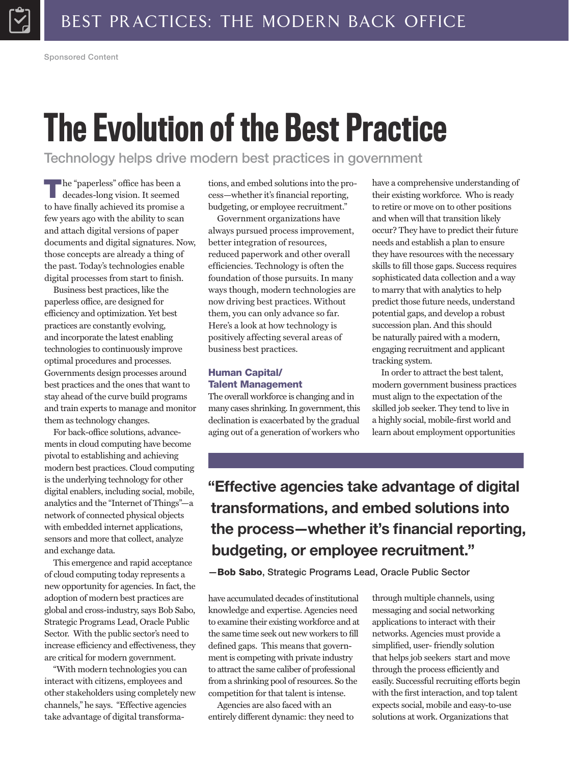Sponsored Content

# The Evolution of the Best Practice

## Technology helps drive modern best practices in government

The "paperless" office has been a decades-long vision. It seemed to have finally achieved its promise a few years ago with the ability to scan and attach digital versions of paper documents and digital signatures. Now, those concepts are already a thing of the past. Today's technologies enable digital processes from start to finish.

Business best practices, like the paperless office, are designed for efficiency and optimization. Yet best practices are constantly evolving, and incorporate the latest enabling technologies to continuously improve optimal procedures and processes. Governments design processes around best practices and the ones that want to stay ahead of the curve build programs and train experts to manage and monitor them as technology changes.

For back-office solutions, advancements in cloud computing have become pivotal to establishing and achieving modern best practices. Cloud computing is the underlying technology for other digital enablers, including social, mobile, analytics and the "Internet of Things"—a network of connected physical objects with embedded internet applications, sensors and more that collect, analyze and exchange data.

This emergence and rapid acceptance of cloud computing today represents a new opportunity for agencies. In fact, the adoption of modern best practices are global and cross-industry, says Bob Sabo, Strategic Programs Lead, Oracle Public Sector. With the public sector's need to increase efficiency and effectiveness, they are critical for modern government.

"With modern technologies you can interact with citizens, employees and other stakeholders using completely new channels," he says. "Effective agencies take advantage of digital transformations, and embed solutions into the process—whether it's financial reporting, budgeting, or employee recruitment."

Government organizations have always pursued process improvement, better integration of resources, reduced paperwork and other overall efficiencies. Technology is often the foundation of those pursuits. In many ways though, modern technologies are now driving best practices. Without them, you can only advance so far. Here's a look at how technology is positively affecting several areas of business best practices.

### Human Capital/ Talent Management

The overall workforce is changing and in many cases shrinking. In government, this declination is exacerbated by the gradual aging out of a generation of workers who have accumulated decades of institutional knowledge and expertise. Agencies need to examine their existing workforce and at the same time seek out new workers to fill defined gaps. This means that government is competing with private industry to attract the same caliber of professional from a shrinking pool of resources. So the competition for that talent is intense.

Agencies are also faced with an entirely different dynamic: they need to have a comprehensive understanding of their existing workforce. Who is ready to retire or move on to other positions and when will that transition likely occur? They have to predict their future needs and establish a plan to ensure they have resources with the necessary skills to fill those gaps. Success requires sophisticated data collection and a way to marry that with analytics to help predict those future needs, understand potential gaps, and develop a robust succession plan. And this should be naturally paired with a modern, engaging recruitment and applicant tracking system.

In order to attract the best talent, modern government business practices must align to the expectation of the skilled job seeker. They tend to live in a highly social, mobile-first world and learn about employment opportunities through multiple channels, using messaging and social networking applications to interact with their networks. Agencies must provide a simplified, user- friendly solution that helps job seekers start and move through the process efficiently and easily. Successful recruiting efforts begin with the first interaction, and top talent expects social, mobile and easy-to-use solutions at work. Organizations that

> **"Effective agencies take advantage of digital transformations, and embed solutions into the process—whether it's financial reporting, budgeting, or employee recruitment."**
>
> —**Bob Sabo**, Strategic Programs Lead, Oracle Public Sector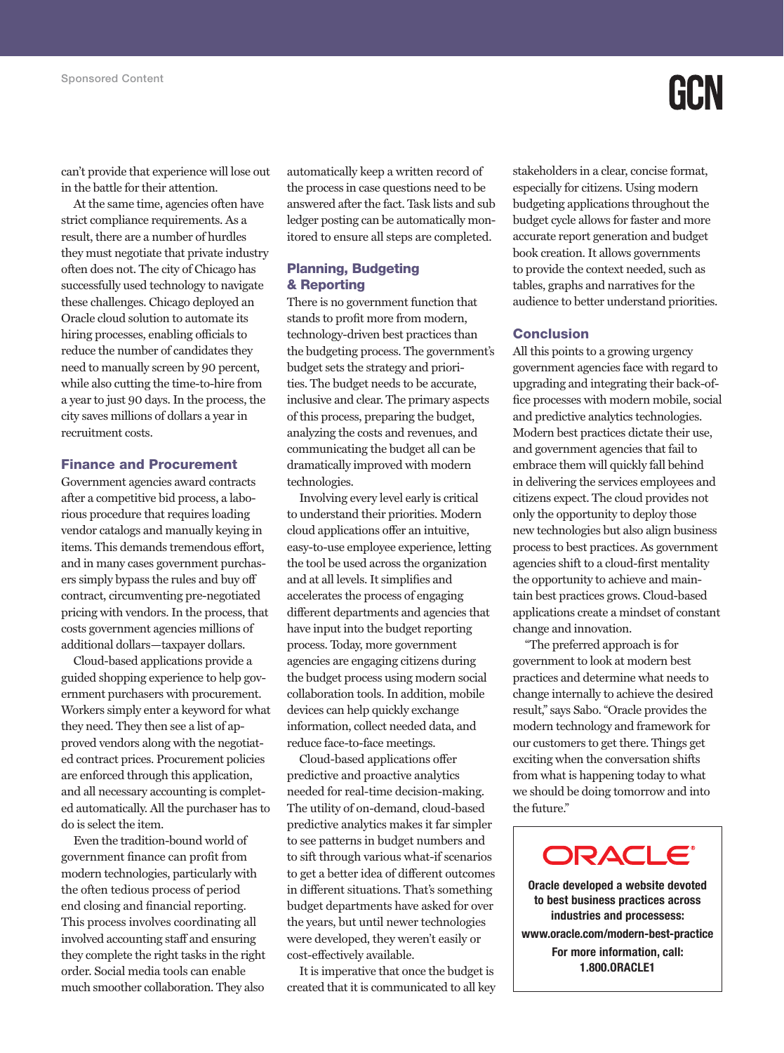can't provide that experience will lose out in the battle for their attention.

At the same time, agencies often have strict compliance requirements. As a result, there are a number of hurdles they must negotiate that private industry often does not. The city of Chicago has successfully used technology to navigate these challenges. Chicago deployed an Oracle cloud solution to automate its hiring processes, enabling officials to reduce the number of candidates they need to manually screen by 90 percent, while also cutting the time-to-hire from a year to just 90 days. In the process, the city saves millions of dollars a year in recruitment costs.

## Finance and Procurement

Government agencies award contracts after a competitive bid process, a laborious procedure that requires loading vendor catalogs and manually keying in items. This demands tremendous effort, and in many cases government purchasers simply bypass the rules and buy off contract, circumventing pre-negotiated pricing with vendors. In the process, that costs government agencies millions of additional dollars—taxpayer dollars.

Cloud-based applications provide a guided shopping experience to help government purchasers with procurement. Workers simply enter a keyword for what they need. They then see a list of approved vendors along with the negotiated contract prices. Procurement policies are enforced through this application, and all necessary accounting is completed automatically. All the purchaser has to do is select the item.

Even the tradition-bound world of government finance can profit from modern technologies, particularly with the often tedious process of period end closing and financial reporting. This process involves coordinating all involved accounting staff and ensuring they complete the right tasks in the right order. Social media tools can enable much smoother collaboration. They also automatically keep a written record of the process in case questions need to be answered after the fact. Task lists and sub ledger posting can be automatically monitored to ensure all steps are completed.

## Planning, Budgeting & Reporting

There is no government function that stands to profit more from modern, technology-driven best practices than the budgeting process. The government's budget sets the strategy and priorities. The budget needs to be accurate, inclusive and clear. The primary aspects of this process, preparing the budget, analyzing the costs and revenues, and communicating the budget all can be dramatically improved with modern technologies.

Involving every level early is critical to understand their priorities. Modern cloud applications offer an intuitive, easy-to-use employee experience, letting the tool be used across the organization and at all levels. It simplifies and accelerates the process of engaging different departments and agencies that have input into the budget reporting process. Today, more government agencies are engaging citizens during the budget process using modern social collaboration tools. In addition, mobile devices can help quickly exchange information, collect needed data, and reduce face-to-face meetings.

Cloud-based applications offer predictive and proactive analytics needed for real-time decision-making. The utility of on-demand, cloud-based predictive analytics makes it far simpler to see patterns in budget numbers and to sift through various what-if scenarios to get a better idea of different outcomes in different situations. That's something budget departments have asked for over the years, but until newer technologies were developed, they weren't easily or cost-effectively available.

It is imperative that once the budget is created that it is communicated to all key stakeholders in a clear, concise format, especially for citizens. Using modern budgeting applications throughout the budget cycle allows for faster and more accurate report generation and budget book creation. It allows governments to provide the context needed, such as tables, graphs and narratives for the audience to better understand priorities.

## Conclusion

All this points to a growing urgency government agencies face with regard to upgrading and integrating their back-office processes with modern mobile, social and predictive analytics technologies. Modern best practices dictate their use, and government agencies that fail to embrace them will quickly fall behind in delivering the services employees and citizens expect. The cloud provides not only the opportunity to deploy those new technologies but also align business process to best practices. As government agencies shift to a cloud-first mentality the opportunity to achieve and maintain best practices grows. Cloud-based applications create a mindset of constant change and innovation.

"The preferred approach is for government to look at modern best practices and determine what needs to change internally to achieve the desired result," says Sabo. "Oracle provides the modern technology and framework for our customers to get there. Things get exciting when the conversation shifts from what is happening today to what we should be doing tomorrow and into the future."

**ORACLE**

**Oracle developed a website devoted to best business practices across industries and processess:**

**www.oracle.com/modern-best-practice**

**For more information, call: 1.800.ORACLE1**